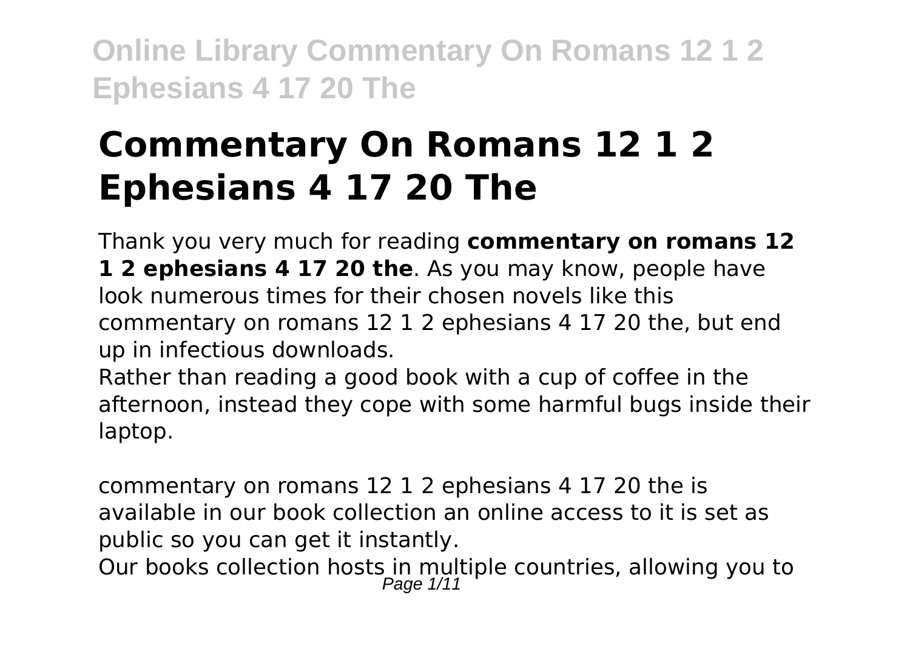# Commentary On Romans 12 1 2 Ephesians 4 17 20 The

Thank you very much for reading **commentary on romans 12 1 2 ephesians 4 17 20 the**. As you may know, people have look numerous times for their chosen novels like this commentary on romans 12 1 2 ephesians 4 17 20 the, but end up in infectious downloads.

Rather than reading a good book with a cup of coffee in the afternoon, instead they cope with some harmful bugs inside their laptop.

commentary on romans 12 1 2 ephesians 4 17 20 the is available in our book collection an online access to it is set as public so you can get it instantly.

Our books collection hosts in multiple countries, allowing you to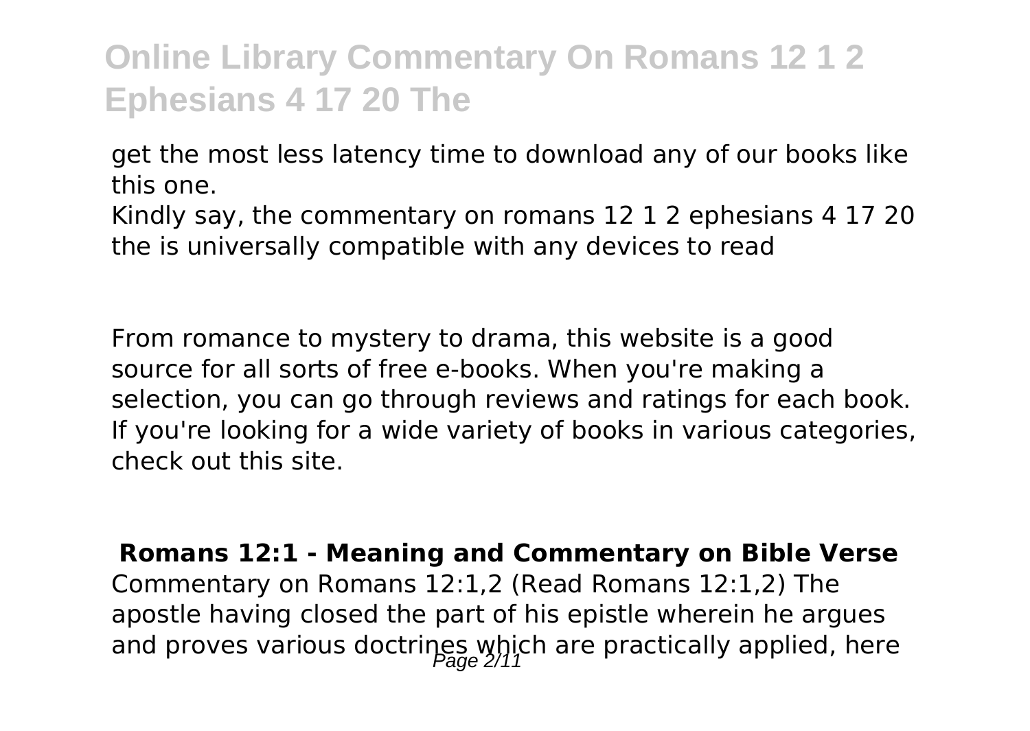get the most less latency time to download any of our books like this one.

Kindly say, the commentary on romans 12 1 2 ephesians 4 17 20 the is universally compatible with any devices to read

From romance to mystery to drama, this website is a good source for all sorts of free e-books. When you're making a selection, you can go through reviews and ratings for each book. If you're looking for a wide variety of books in various categories, check out this site.

## Romans 12:1 - Meaning and Commentary on Bible Verse

Commentary on Romans 12:1,2 (Read Romans 12:1,2) The apostle having closed the part of his epistle wherein he argues and proves various doctrines which are practically applied, here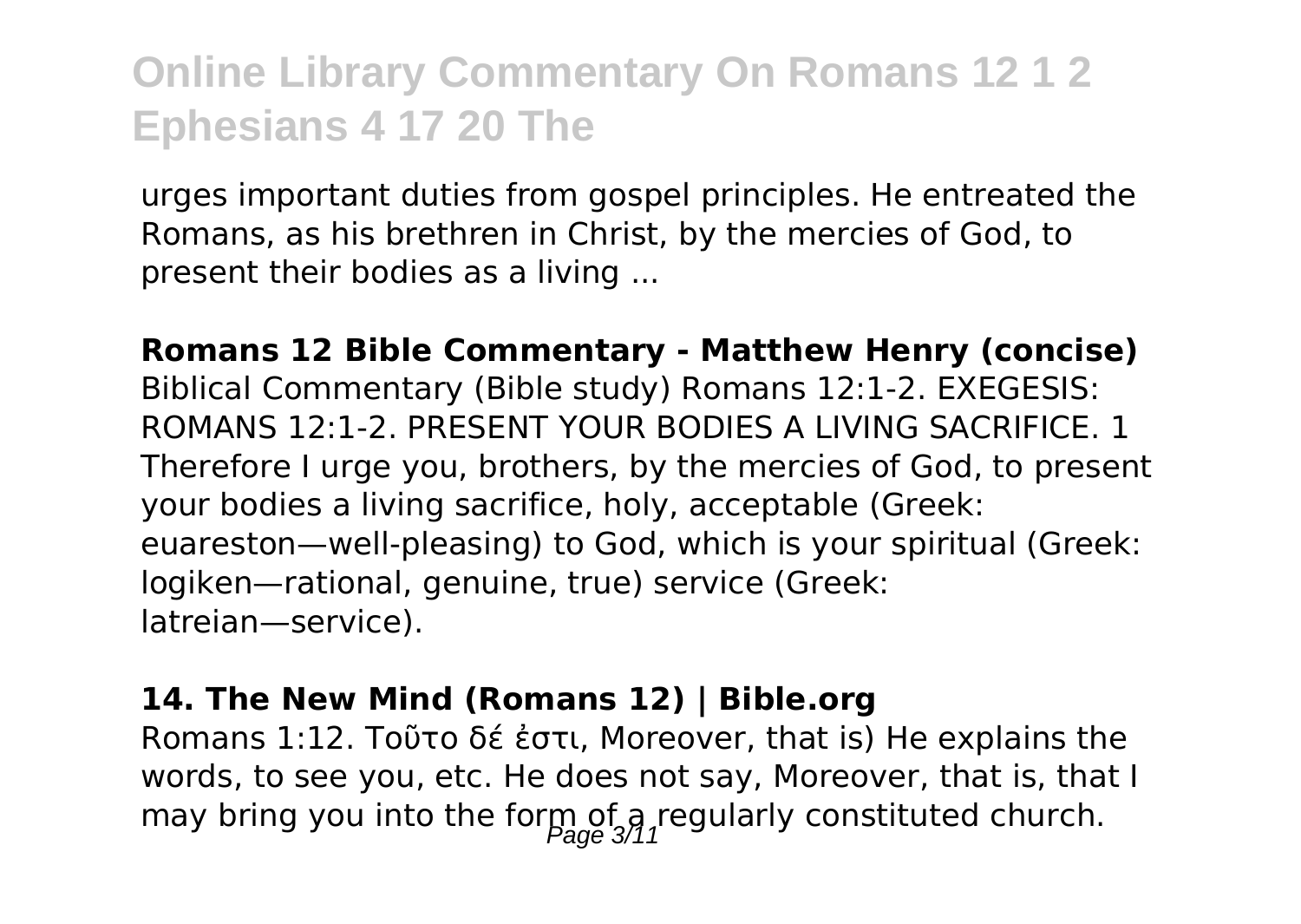urges important duties from gospel principles. He entreated the Romans, as his brethren in Christ, by the mercies of God, to present their bodies as a living ...

**Romans 12 Bible Commentary - Matthew Henry (concise)**
Biblical Commentary (Bible study) Romans 12:1-2. EXEGESIS: ROMANS 12:1-2. PRESENT YOUR BODIES A LIVING SACRIFICE. 1 Therefore I urge you, brothers, by the mercies of God, to present your bodies a living sacrifice, holy, acceptable (Greek: euareston—well-pleasing) to God, which is your spiritual (Greek: logiken—rational, genuine, true) service (Greek: latreian—service).

**14. The New Mind (Romans 12) | Bible.org**
Romans 1:12. Τοῦτο δέ ἐστι, Moreover, that is) He explains the words, to see you, etc. He does not say, Moreover, that is, that I may bring you into the form of a regularly constituted church.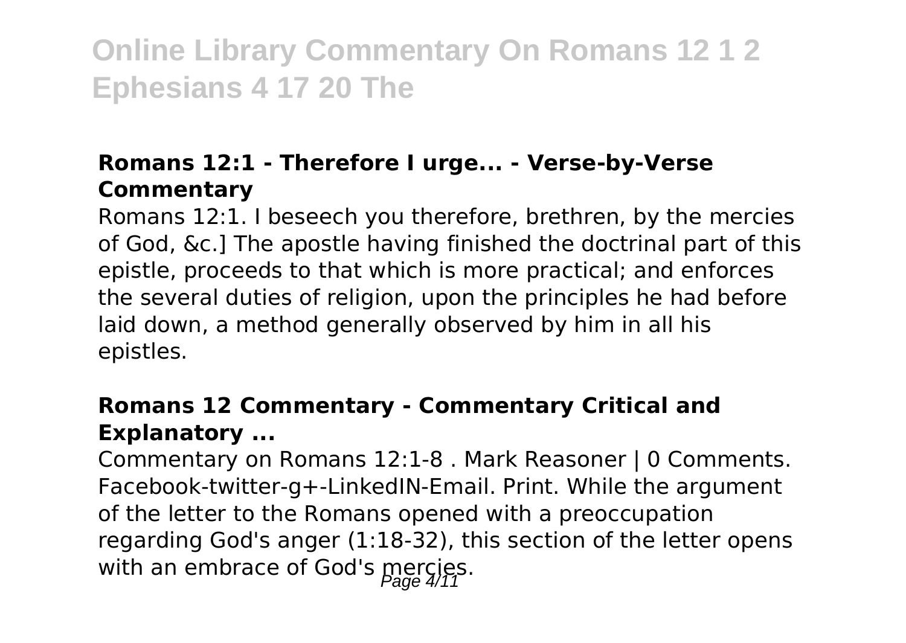### Romans 12:1 - Therefore I urge... - Verse-by-Verse Commentary

Romans 12:1. I beseech you therefore, brethren, by the mercies of God, &c.] The apostle having finished the doctrinal part of this epistle, proceeds to that which is more practical; and enforces the several duties of religion, upon the principles he had before laid down, a method generally observed by him in all his epistles.

### Romans 12 Commentary - Commentary Critical and Explanatory ...

Commentary on Romans 12:1-8 . Mark Reasoner | 0 Comments. Facebook-twitter-g+-LinkedIN-Email. Print. While the argument of the letter to the Romans opened with a preoccupation regarding God's anger (1:18-32), this section of the letter opens with an embrace of God's mercies.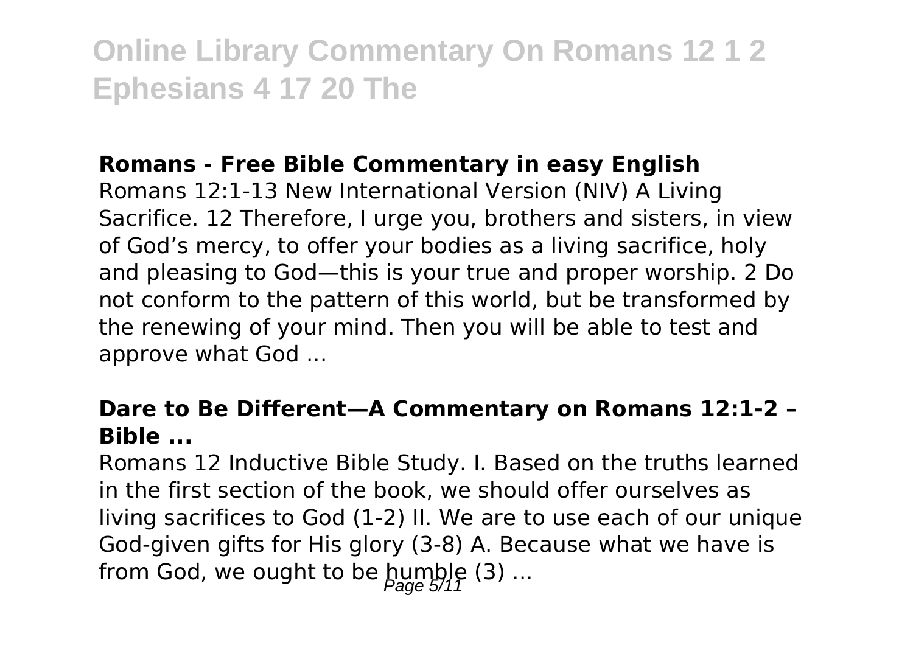### Romans - Free Bible Commentary in easy English

Romans 12:1-13 New International Version (NIV) A Living Sacrifice. 12 Therefore, I urge you, brothers and sisters, in view of God's mercy, to offer your bodies as a living sacrifice, holy and pleasing to God—this is your true and proper worship. 2 Do not conform to the pattern of this world, but be transformed by the renewing of your mind. Then you will be able to test and approve what God ...

### Dare to Be Different—A Commentary on Romans 12:1-2 – Bible ...

Romans 12 Inductive Bible Study. I. Based on the truths learned in the first section of the book, we should offer ourselves as living sacrifices to God (1-2) II. We are to use each of our unique God-given gifts for His glory (3-8) A. Because what we have is from God, we ought to be humble (3) ...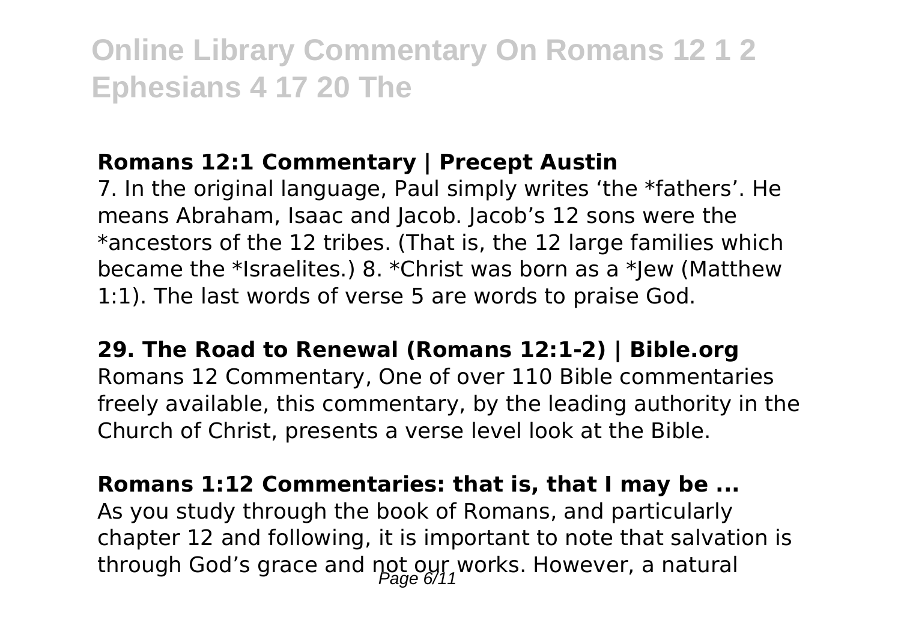### Romans 12:1 Commentary | Precept Austin

7. In the original language, Paul simply writes 'the *fathers'. He means Abraham, Isaac and Jacob. Jacob's 12 sons were the *ancestors of the 12 tribes. (That is, the 12 large families which became the *Israelites.) 8. *Christ was born as a *Jew (Matthew 1:1). The last words of verse 5 are words to praise God.

### 29. The Road to Renewal (Romans 12:1-2) | Bible.org

Romans 12 Commentary, One of over 110 Bible commentaries freely available, this commentary, by the leading authority in the Church of Christ, presents a verse level look at the Bible.

### Romans 1:12 Commentaries: that is, that I may be ...

As you study through the book of Romans, and particularly chapter 12 and following, it is important to note that salvation is through God's grace and not our works. However, a natural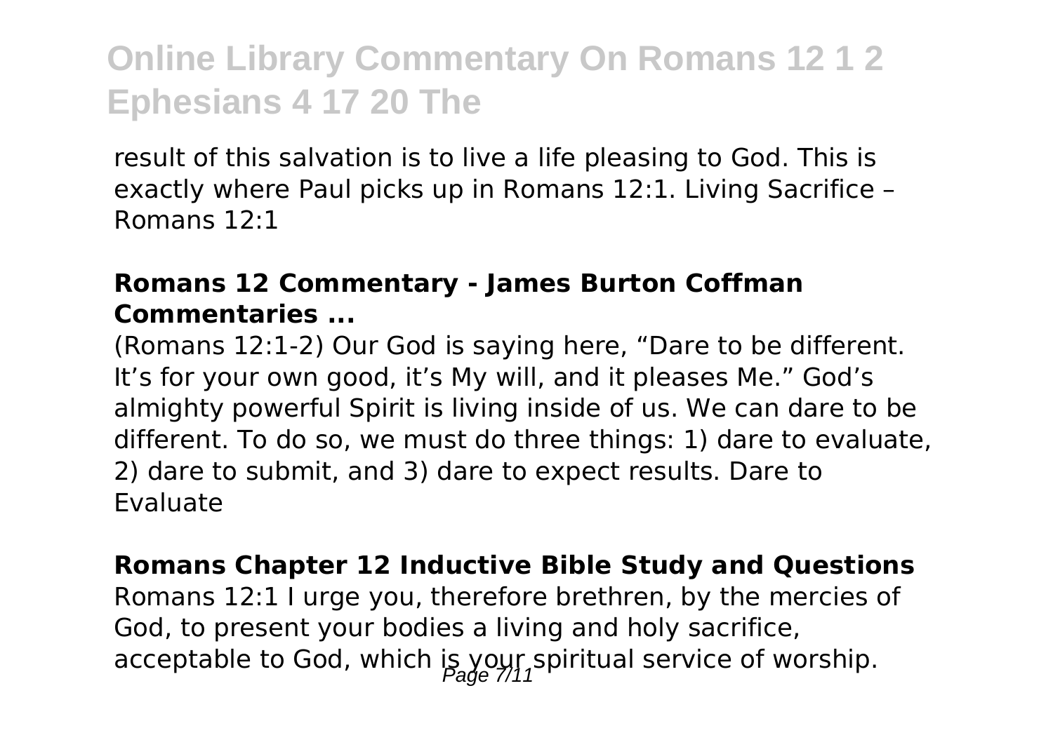result of this salvation is to live a life pleasing to God. This is exactly where Paul picks up in Romans 12:1. Living Sacrifice – Romans 12:1

### Romans 12 Commentary - James Burton Coffman Commentaries ...

(Romans 12:1-2) Our God is saying here, "Dare to be different. It's for your own good, it's My will, and it pleases Me." God's almighty powerful Spirit is living inside of us. We can dare to be different. To do so, we must do three things: 1) dare to evaluate, 2) dare to submit, and 3) dare to expect results. Dare to Evaluate

### Romans Chapter 12 Inductive Bible Study and Questions

Romans 12:1 I urge you, therefore brethren, by the mercies of God, to present your bodies a living and holy sacrifice, acceptable to God, which is your spiritual service of worship.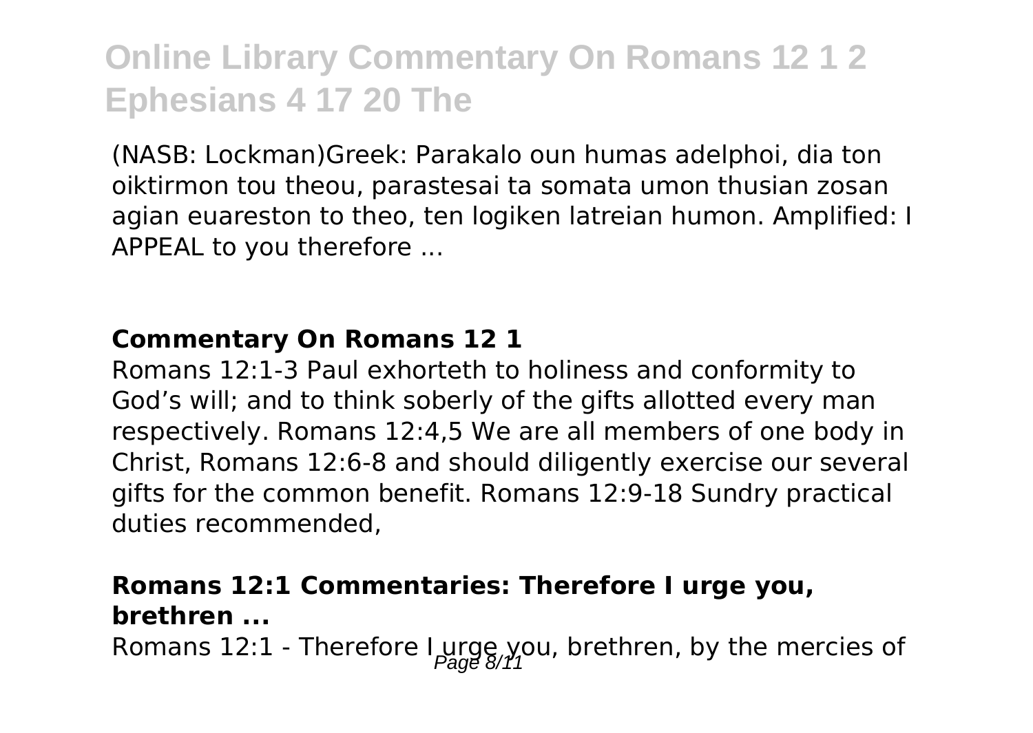(NASB: Lockman)Greek: Parakalo oun humas adelphoi, dia ton oiktirmon tou theou, parastesai ta somata umon thusian zosan agian euareston to theo, ten logiken latreian humon. Amplified: I APPEAL to you therefore ...

**Commentary On Romans 12 1**

Romans 12:1-3 Paul exhorteth to holiness and conformity to God's will; and to think soberly of the gifts allotted every man respectively. Romans 12:4,5 We are all members of one body in Christ, Romans 12:6-8 and should diligently exercise our several gifts for the common benefit. Romans 12:9-18 Sundry practical duties recommended,

**Romans 12:1 Commentaries: Therefore I urge you, brethren ...**

Romans 12:1 - Therefore I urge you, brethren, by the mercies of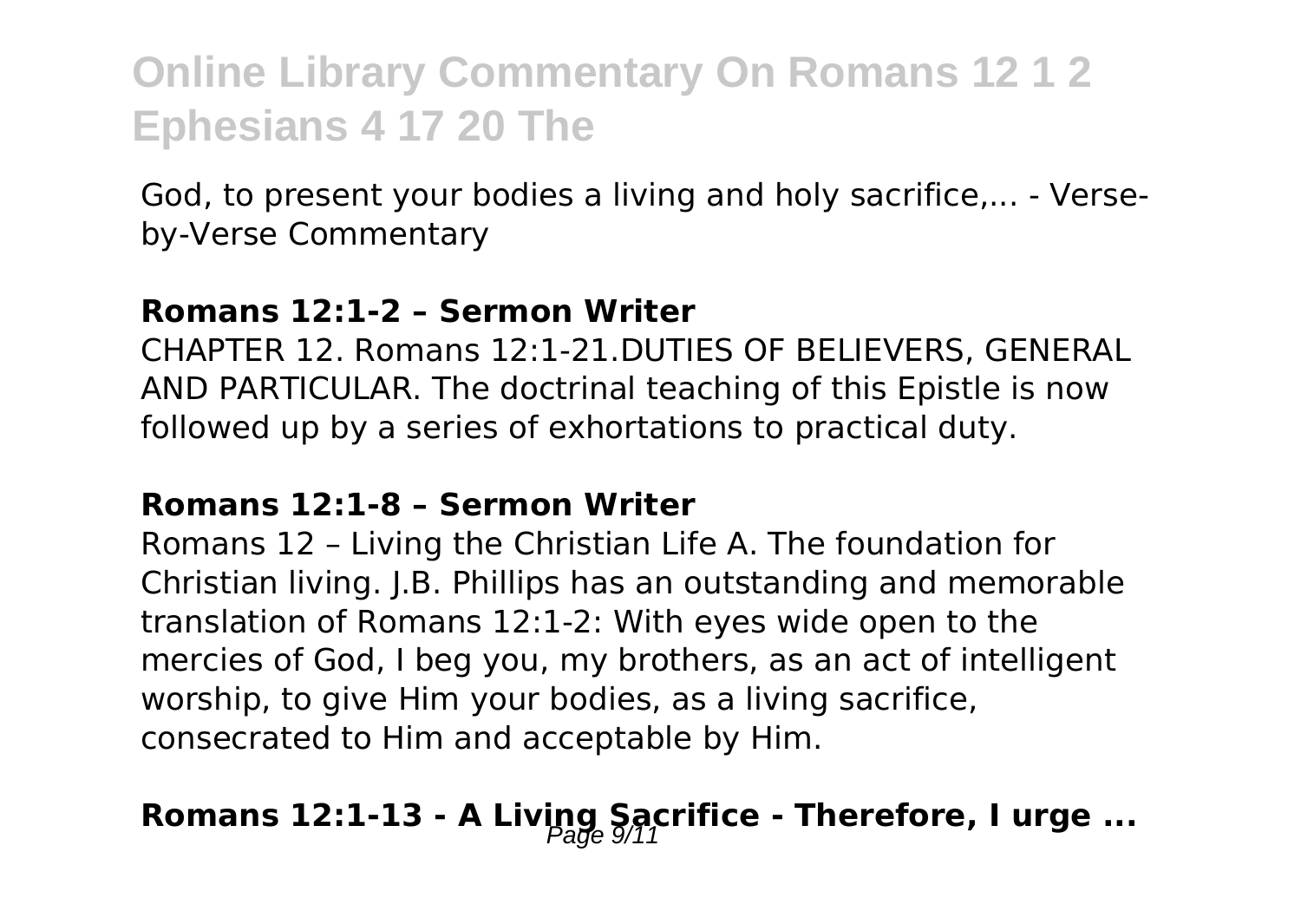God, to present your bodies a living and holy sacrifice,... - Verse-by-Verse Commentary

**Romans 12:1-2 – Sermon Writer**

CHAPTER 12. Romans 12:1-21.DUTIES OF BELIEVERS, GENERAL AND PARTICULAR. The doctrinal teaching of this Epistle is now followed up by a series of exhortations to practical duty.

**Romans 12:1-8 – Sermon Writer**

Romans 12 – Living the Christian Life A. The foundation for Christian living. J.B. Phillips has an outstanding and memorable translation of Romans 12:1-2: With eyes wide open to the mercies of God, I beg you, my brothers, as an act of intelligent worship, to give Him your bodies, as a living sacrifice, consecrated to Him and acceptable by Him.

## Romans 12:1-13 - A Living Sacrifice - Therefore, I urge ...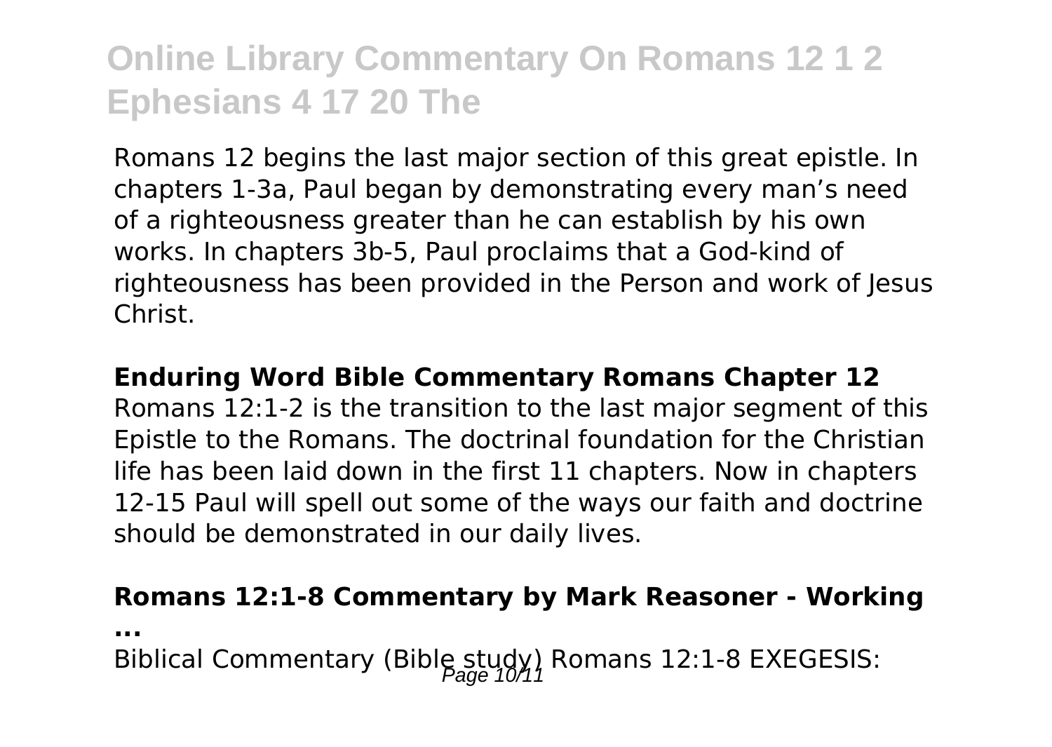Romans 12 begins the last major section of this great epistle. In chapters 1-3a, Paul began by demonstrating every man's need of a righteousness greater than he can establish by his own works. In chapters 3b-5, Paul proclaims that a God-kind of righteousness has been provided in the Person and work of Jesus Christ.

**Enduring Word Bible Commentary Romans Chapter 12**

Romans 12:1-2 is the transition to the last major segment of this Epistle to the Romans. The doctrinal foundation for the Christian life has been laid down in the first 11 chapters. Now in chapters 12-15 Paul will spell out some of the ways our faith and doctrine should be demonstrated in our daily lives.

**Romans 12:1-8 Commentary by Mark Reasoner - Working ...**

Biblical Commentary (Bible study) Romans 12:1-8 EXEGESIS: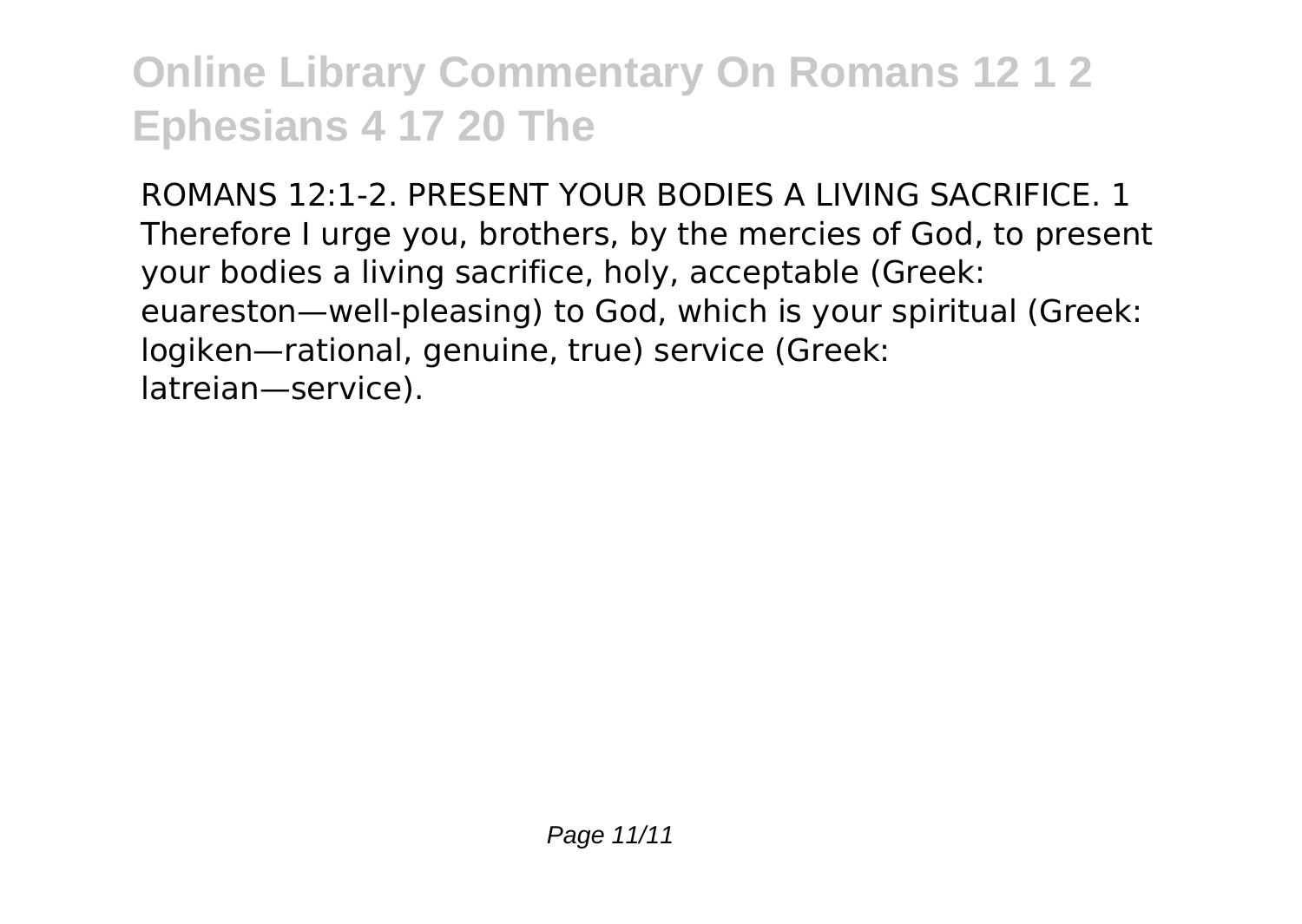ROMANS 12:1-2. PRESENT YOUR BODIES A LIVING SACRIFICE. 1 Therefore I urge you, brothers, by the mercies of God, to present your bodies a living sacrifice, holy, acceptable (Greek: euareston—well-pleasing) to God, which is your spiritual (Greek: logiken—rational, genuine, true) service (Greek: latreian—service).